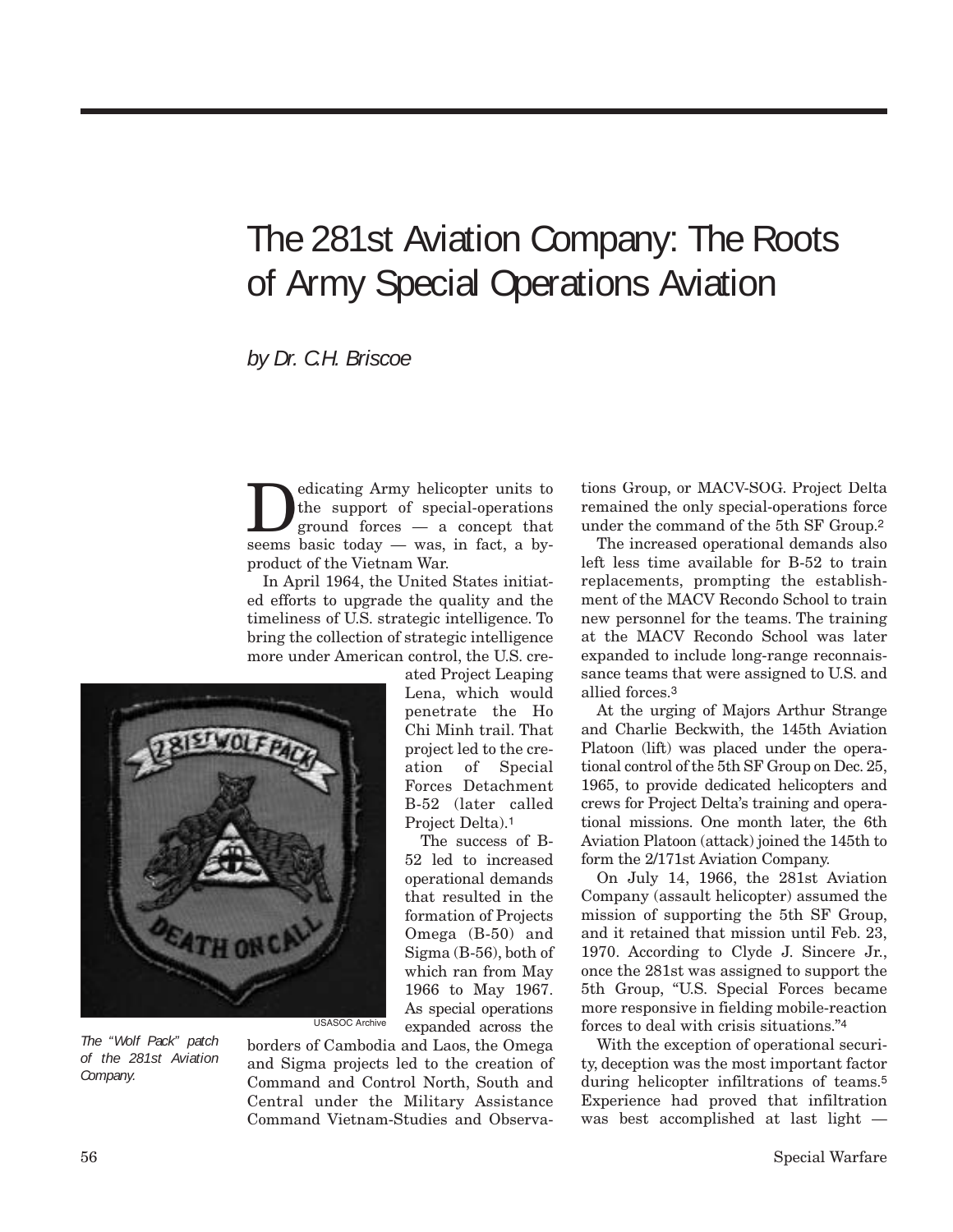# The 281st Aviation Company: The Roots of Army Special Operations Aviation

*by Dr. C.H. Briscoe*

Dedicating Army helicopter units to the support of special-operations ground forces — a concept that seems basic today — was, in fact, a by-product of the Vietnam War.

In April 1964, the United States initiated efforts to upgrade the quality and the timeliness of U.S. strategic intelligence. To bring the collection of strategic intelligence more under American control, the U.S. created Project Leaping Lena, which would penetrate the Ho Chi Minh trail. That project led to the creation of Special Forces Detachment B-52 (later called Project Delta).[1]

The success of B-52 led to increased operational demands that resulted in the formation of Projects Omega (B-50) and Sigma (B-56), both of which ran from May 1966 to May 1967. As special operations expanded across the borders of Cambodia and Laos, the Omega and Sigma projects led to the creation of Command and Control North, South and Central under the Military Assistance Command Vietnam-Studies and Observations Group, or MACV-SOG. Project Delta remained the only special-operations force under the command of the 5th SF Group.[2]

USASOC Archive

*The "Wolf Pack" patch of the 281st Aviation Company.*

The increased operational demands also left less time available for B-52 to train replacements, prompting the establishment of the MACV Recondo School to train new personnel for the teams. The training at the MACV Recondo School was later expanded to include long-range reconnaissance teams that were assigned to U.S. and allied forces.[3]

At the urging of Majors Arthur Strange and Charlie Beckwith, the 145th Aviation Platoon (lift) was placed under the operational control of the 5th SF Group on Dec. 25, 1965, to provide dedicated helicopters and crews for Project Delta's training and operational missions. One month later, the 6th Aviation Platoon (attack) joined the 145th to form the 2/171st Aviation Company.

On July 14, 1966, the 281st Aviation Company (assault helicopter) assumed the mission of supporting the 5th SF Group, and it retained that mission until Feb. 23, 1970. According to Clyde J. Sincere Jr., once the 281st was assigned to support the 5th Group, "U.S. Special Forces became more responsive in fielding mobile-reaction forces to deal with crisis situations."[4]

With the exception of operational security, deception was the most important factor during helicopter infiltrations of teams.[5] Experience had proved that infiltration was best accomplished at last light —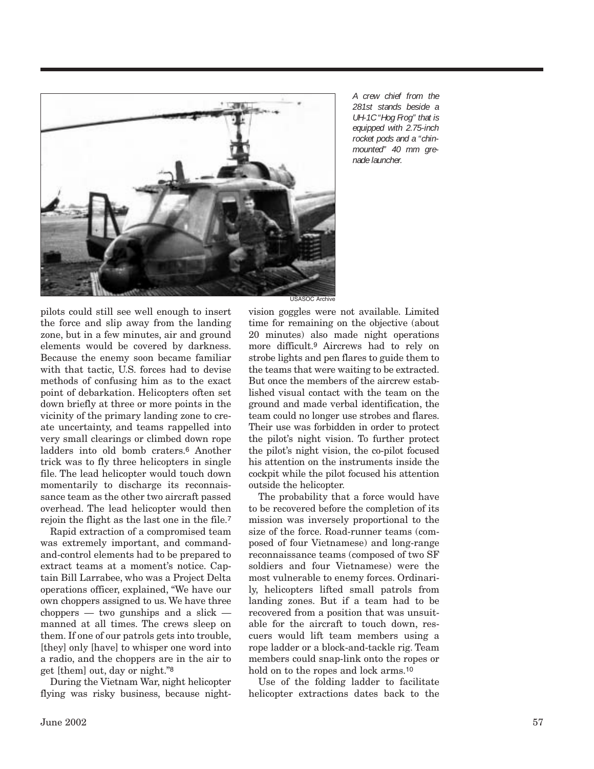*A crew chief from the 281st stands beside a UH-1C "Hog Frog" that is equipped with 2.75-inch rocket pods and a "chin-mounted" 40 mm grenade launcher.*

USASOC Archive

pilots could still see well enough to insert the force and slip away from the landing zone, but in a few minutes, air and ground elements would be covered by darkness. Because the enemy soon became familiar with that tactic, U.S. forces had to devise methods of confusing him as to the exact point of debarkation. Helicopters often set down briefly at three or more points in the vicinity of the primary landing zone to create uncertainty, and teams rappelled into very small clearings or climbed down rope ladders into old bomb craters.[6] Another trick was to fly three helicopters in single file. The lead helicopter would touch down momentarily to discharge its reconnaissance team as the other two aircraft passed overhead. The lead helicopter would then rejoin the flight as the last one in the file.[7]

Rapid extraction of a compromised team was extremely important, and command-and-control elements had to be prepared to extract teams at a moment's notice. Captain Bill Larrabee, who was a Project Delta operations officer, explained, "We have our own choppers assigned to us. We have three choppers — two gunships and a slick — manned at all times. The crews sleep on them. If one of our patrols gets into trouble, [they] only [have] to whisper one word into a radio, and the choppers are in the air to get [them] out, day or night."[8]

During the Vietnam War, night helicopter flying was risky business, because night-vision goggles were not available. Limited time for remaining on the objective (about 20 minutes) also made night operations more difficult.[9] Aircrews had to rely on strobe lights and pen flares to guide them to the teams that were waiting to be extracted. But once the members of the aircrew established visual contact with the team on the ground and made verbal identification, the team could no longer use strobes and flares. Their use was forbidden in order to protect the pilot's night vision. To further protect the pilot's night vision, the co-pilot focused his attention on the instruments inside the cockpit while the pilot focused his attention outside the helicopter.

The probability that a force would have to be recovered before the completion of its mission was inversely proportional to the size of the force. Road-runner teams (composed of four Vietnamese) and long-range reconnaissance teams (composed of two SF soldiers and four Vietnamese) were the most vulnerable to enemy forces. Ordinarily, helicopters lifted small patrols from landing zones. But if a team had to be recovered from a position that was unsuitable for the aircraft to touch down, rescuers would lift team members using a rope ladder or a block-and-tackle rig. Team members could snap-link onto the ropes or hold on to the ropes and lock arms.[10]

Use of the folding ladder to facilitate helicopter extractions dates back to the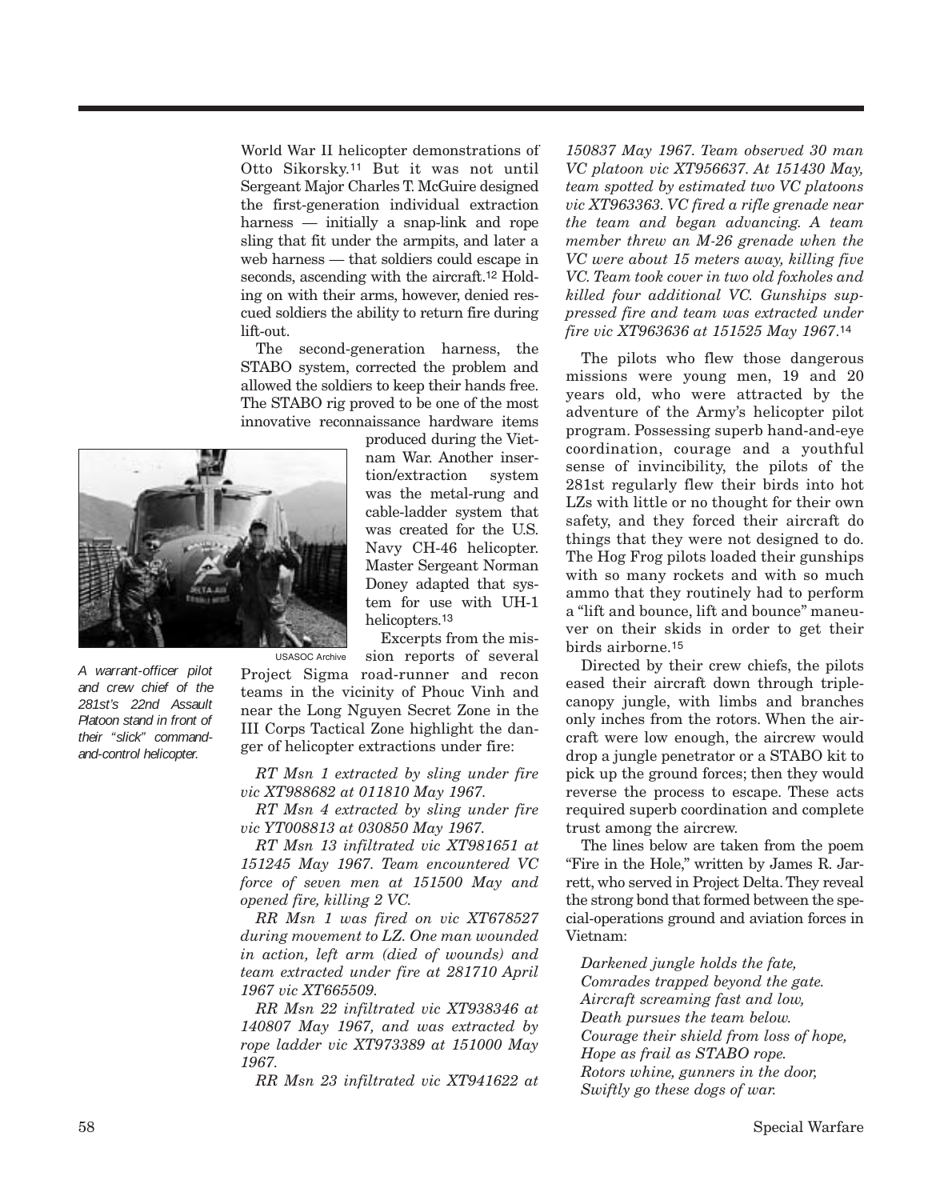World War II helicopter demonstrations of Otto Sikorsky.[11] But it was not until Sergeant Major Charles T. McGuire designed the first-generation individual extraction harness — initially a snap-link and rope sling that fit under the armpits, and later a web harness — that soldiers could escape in seconds, ascending with the aircraft.[12] Holding on with their arms, however, denied rescued soldiers the ability to return fire during lift-out.

The second-generation harness, the STABO system, corrected the problem and allowed the soldiers to keep their hands free. The STABO rig proved to be one of the most innovative reconnaissance hardware items produced during the Vietnam War. Another insertion/extraction system was the metal-rung and cable-ladder system that was created for the U.S. Navy CH-46 helicopter. Master Sergeant Norman Doney adapted that system for use with UH-1 helicopters.[13]

USASOC Archive

*A warrant-officer pilot and crew chief of the 281st's 22nd Assault Platoon stand in front of their "slick" command-and-control helicopter.*

Excerpts from the mission reports of several Project Sigma road-runner and recon teams in the vicinity of Phouc Vinh and near the Long Nguyen Secret Zone in the III Corps Tactical Zone highlight the danger of helicopter extractions under fire:

*RT Msn 1 extracted by sling under fire vic XT988682 at 011810 May 1967.*

*RT Msn 4 extracted by sling under fire vic YT008813 at 030850 May 1967.*

*RT Msn 13 infiltrated vic XT981651 at 151245 May 1967. Team encountered VC force of seven men at 151500 May and opened fire, killing 2 VC.*

*RR Msn 1 was fired on vic XT678527 during movement to LZ. One man wounded in action, left arm (died of wounds) and team extracted under fire at 281710 April 1967 vic XT665509.*

*RR Msn 22 infiltrated vic XT938346 at 140807 May 1967, and was extracted by rope ladder vic XT973389 at 151000 May 1967.*

*RR Msn 23 infiltrated vic XT941622 at 150837 May 1967. Team observed 30 man VC platoon vic XT956637. At 151430 May, team spotted by estimated two VC platoons vic XT963363. VC fired a rifle grenade near the team and began advancing. A team member threw an M-26 grenade when the VC were about 15 meters away, killing five VC. Team took cover in two old foxholes and killed four additional VC. Gunships suppressed fire and team was extracted under fire vic XT963636 at 151525 May 1967.*[14]

The pilots who flew those dangerous missions were young men, 19 and 20 years old, who were attracted by the adventure of the Army's helicopter pilot program. Possessing superb hand-and-eye coordination, courage and a youthful sense of invincibility, the pilots of the 281st regularly flew their birds into hot LZs with little or no thought for their own safety, and they forced their aircraft do things that they were not designed to do. The Hog Frog pilots loaded their gunships with so many rockets and with so much ammo that they routinely had to perform a "lift and bounce, lift and bounce" maneuver on their skids in order to get their birds airborne.[15]

Directed by their crew chiefs, the pilots eased their aircraft down through triple-canopy jungle, with limbs and branches only inches from the rotors. When the aircraft were low enough, the aircrew would drop a jungle penetrator or a STABO kit to pick up the ground forces; then they would reverse the process to escape. These acts required superb coordination and complete trust among the aircrew.

The lines below are taken from the poem "Fire in the Hole," written by James R. Jarrett, who served in Project Delta. They reveal the strong bond that formed between the special-operations ground and aviation forces in Vietnam:

*Darkened jungle holds the fate,*
*Comrades trapped beyond the gate.*
*Aircraft screaming fast and low,*
*Death pursues the team below.*
*Courage their shield from loss of hope,*
*Hope as frail as STABO rope.*
*Rotors whine, gunners in the door,*
*Swiftly go these dogs of war.*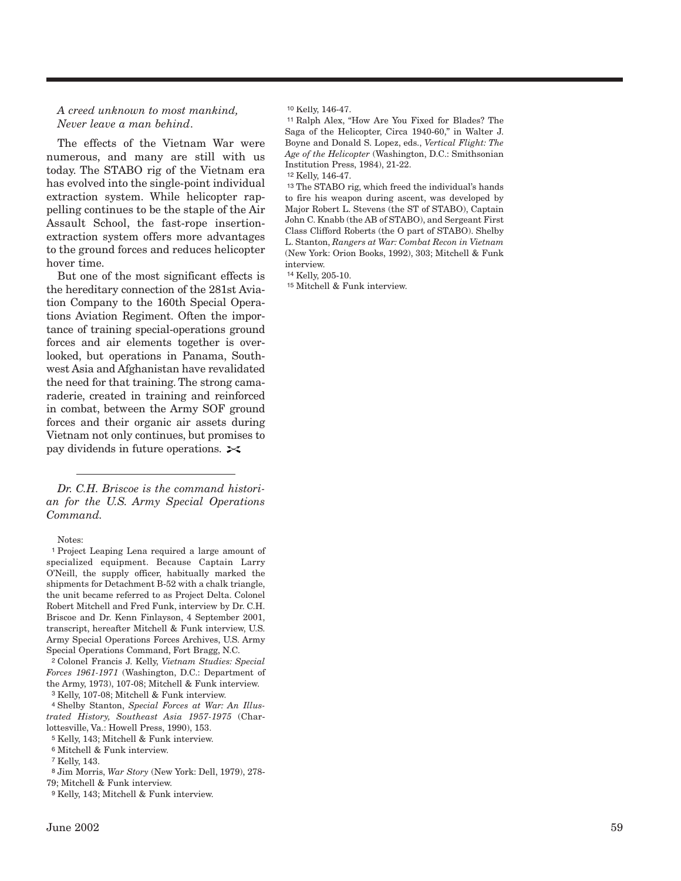*A creed unknown to most mankind,*
*Never leave a man behind.*

The effects of the Vietnam War were numerous, and many are still with us today. The STABO rig of the Vietnam era has evolved into the single-point individual extraction system. While helicopter rappelling continues to be the staple of the Air Assault School, the fast-rope insertion-extraction system offers more advantages to the ground forces and reduces helicopter hover time.

But one of the most significant effects is the hereditary connection of the 281st Aviation Company to the 160th Special Operations Aviation Regiment. Often the importance of training special-operations ground forces and air elements together is overlooked, but operations in Panama, Southwest Asia and Afghanistan have revalidated the need for that training. The strong camaraderie, created in training and reinforced in combat, between the Army SOF ground forces and their organic air assets during Vietnam not only continues, but promises to pay dividends in future operations.

---

*Dr. C.H. Briscoe is the command historian for the U.S. Army Special Operations Command.*

Notes:

[1] Project Leaping Lena required a large amount of specialized equipment. Because Captain Larry O'Neill, the supply officer, habitually marked the shipments for Detachment B-52 with a chalk triangle, the unit became referred to as Project Delta. Colonel Robert Mitchell and Fred Funk, interview by Dr. C.H. Briscoe and Dr. Kenn Finlayson, 4 September 2001, transcript, hereafter Mitchell & Funk interview, U.S. Army Special Operations Forces Archives, U.S. Army Special Operations Command, Fort Bragg, N.C.

[2] Colonel Francis J. Kelly, *Vietnam Studies: Special Forces 1961-1971* (Washington, D.C.: Department of the Army, 1973), 107-08; Mitchell & Funk interview.

[3] Kelly, 107-08; Mitchell & Funk interview.

[4] Shelby Stanton, *Special Forces at War: An Illustrated History, Southeast Asia 1957-1975* (Charlottesville, Va.: Howell Press, 1990), 153.

[5] Kelly, 143; Mitchell & Funk interview.

[6] Mitchell & Funk interview.

[7] Kelly, 143.

[8] Jim Morris, *War Story* (New York: Dell, 1979), 278-79; Mitchell & Funk interview.

[9] Kelly, 143; Mitchell & Funk interview.

[10] Kelly, 146-47.

[11] Ralph Alex, "How Are You Fixed for Blades? The Saga of the Helicopter, Circa 1940-60," in Walter J. Boyne and Donald S. Lopez, eds., *Vertical Flight: The Age of the Helicopter* (Washington, D.C.: Smithsonian Institution Press, 1984), 21-22.

[12] Kelly, 146-47.

[13] The STABO rig, which freed the individual's hands to fire his weapon during ascent, was developed by Major Robert L. Stevens (the ST of STABO), Captain John C. Knabb (the AB of STABO), and Sergeant First Class Clifford Roberts (the O part of STABO). Shelby L. Stanton, *Rangers at War: Combat Recon in Vietnam* (New York: Orion Books, 1992), 303; Mitchell & Funk interview.

[14] Kelly, 205-10.

[15] Mitchell & Funk interview.